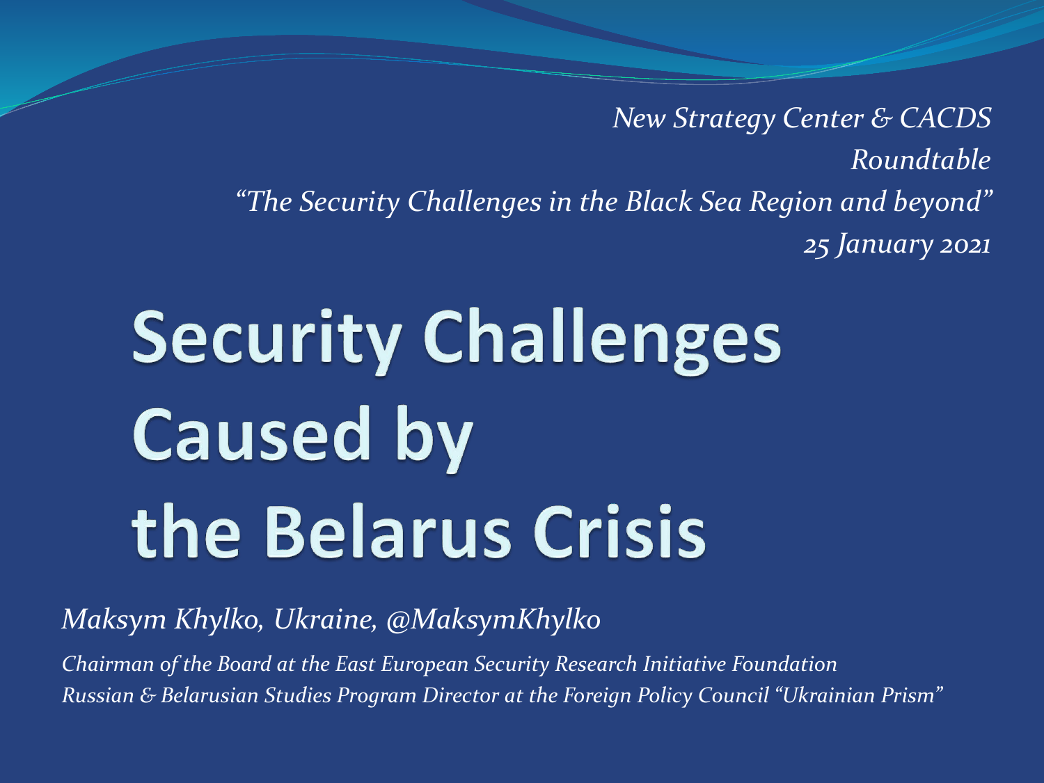*New Strategy Center & CACDS*
*Roundtable*
*"The Security Challenges in the Black Sea Region and beyond"*
*25 January 2021*

# Security Challenges Caused by the Belarus Crisis

*Maksym Khylko, Ukraine, @MaksymKhylko*

*Chairman of the Board at the East European Security Research Initiative Foundation*
*Russian & Belarusian Studies Program Director at the Foreign Policy Council "Ukrainian Prism"*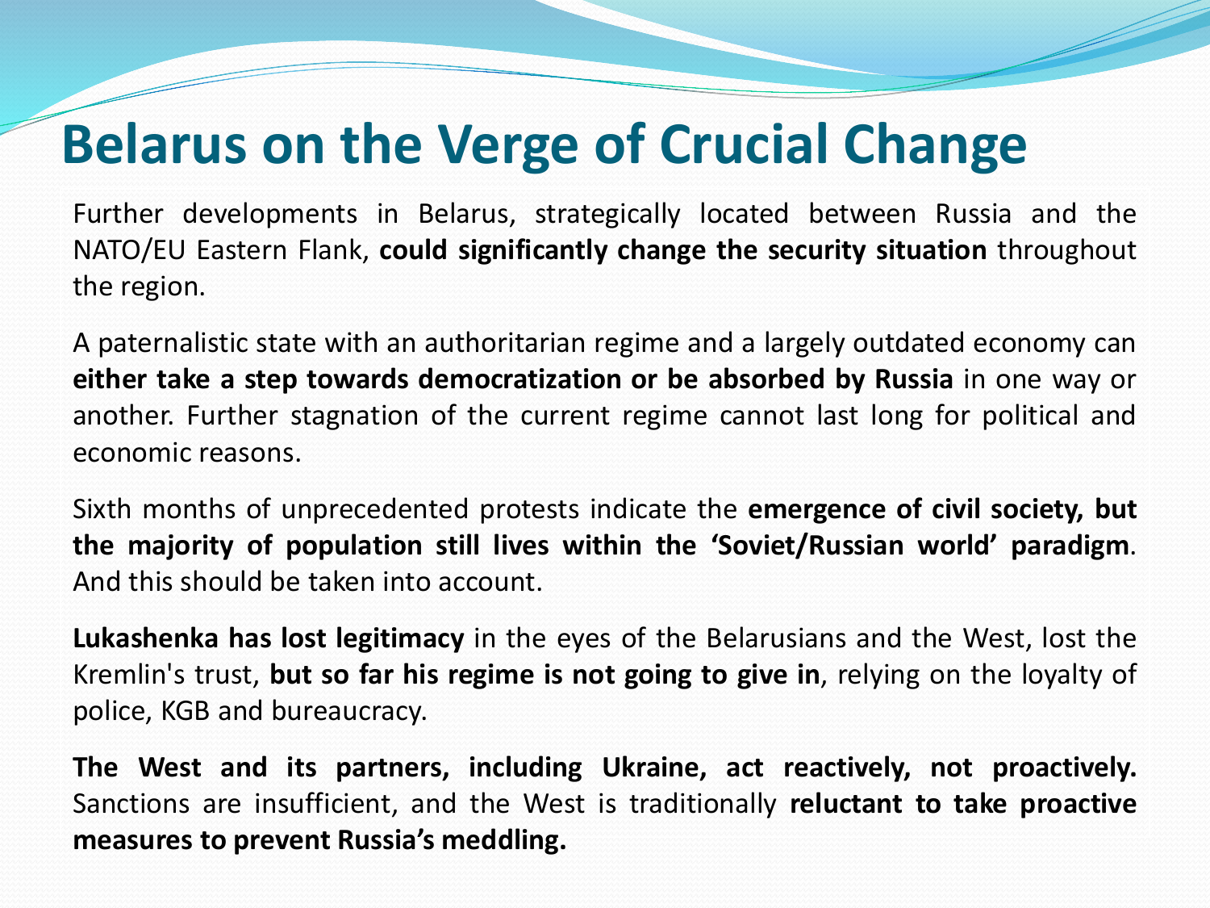# Belarus on the Verge of Crucial Change

Further developments in Belarus, strategically located between Russia and the NATO/EU Eastern Flank, **could significantly change the security situation** throughout the region.

A paternalistic state with an authoritarian regime and a largely outdated economy can **either take a step towards democratization or be absorbed by Russia** in one way or another. Further stagnation of the current regime cannot last long for political and economic reasons.

Sixth months of unprecedented protests indicate the **emergence of civil society, but the majority of population still lives within the 'Soviet/Russian world' paradigm**. And this should be taken into account.

**Lukashenka has lost legitimacy** in the eyes of the Belarusians and the West, lost the Kremlin's trust, **but so far his regime is not going to give in**, relying on the loyalty of police, KGB and bureaucracy.

**The West and its partners, including Ukraine, act reactively, not proactively.** Sanctions are insufficient, and the West is traditionally **reluctant to take proactive measures to prevent Russia's meddling.**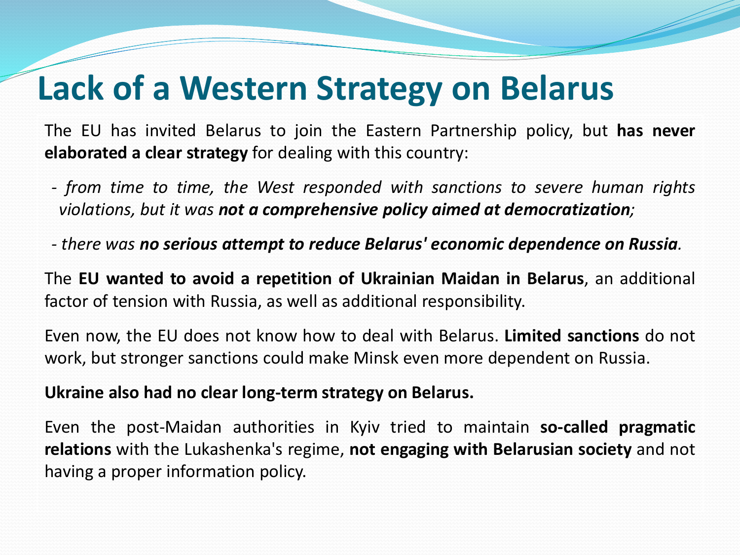# Lack of a Western Strategy on Belarus

The EU has invited Belarus to join the Eastern Partnership policy, but **has never elaborated a clear strategy** for dealing with this country:

- *from time to time, the West responded with sanctions to severe human rights violations, but it was **not a comprehensive policy aimed at democratization**;*
- *there was **no serious attempt to reduce Belarus' economic dependence on Russia**.*

The **EU wanted to avoid a repetition of Ukrainian Maidan in Belarus**, an additional factor of tension with Russia, as well as additional responsibility.

Even now, the EU does not know how to deal with Belarus. **Limited sanctions** do not work, but stronger sanctions could make Minsk even more dependent on Russia.

**Ukraine also had no clear long-term strategy on Belarus.**

Even the post-Maidan authorities in Kyiv tried to maintain **so-called pragmatic relations** with the Lukashenka's regime, **not engaging with Belarusian society** and not having a proper information policy.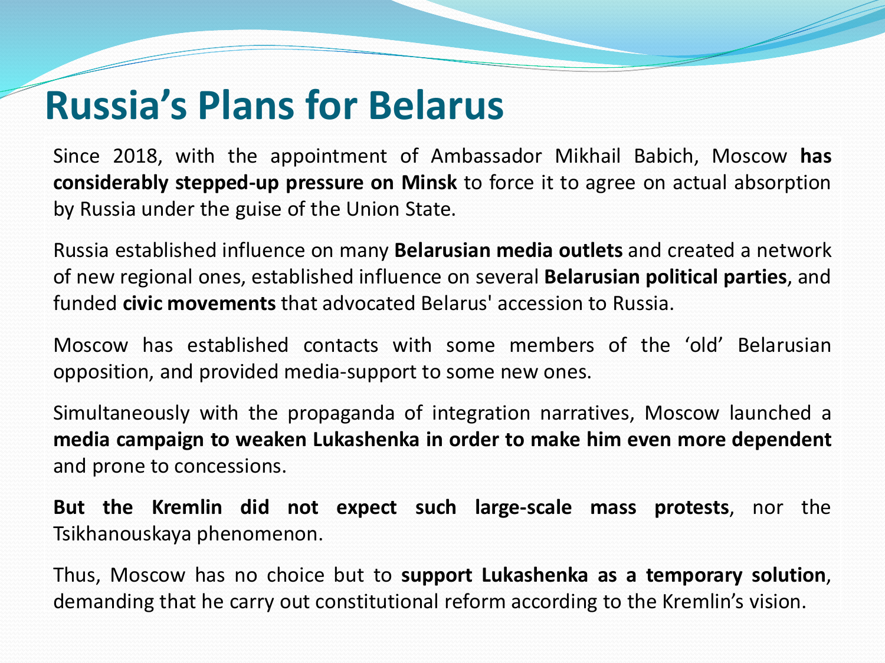# Russia's Plans for Belarus

Since 2018, with the appointment of Ambassador Mikhail Babich, Moscow **has considerably stepped-up pressure on Minsk** to force it to agree on actual absorption by Russia under the guise of the Union State.

Russia established influence on many **Belarusian media outlets** and created a network of new regional ones, established influence on several **Belarusian political parties**, and funded **civic movements** that advocated Belarus' accession to Russia.

Moscow has established contacts with some members of the 'old' Belarusian opposition, and provided media-support to some new ones.

Simultaneously with the propaganda of integration narratives, Moscow launched a **media campaign to weaken Lukashenka in order to make him even more dependent** and prone to concessions.

**But the Kremlin did not expect such large-scale mass protests**, nor the Tsikhanouskaya phenomenon.

Thus, Moscow has no choice but to **support Lukashenka as a temporary solution**, demanding that he carry out constitutional reform according to the Kremlin's vision.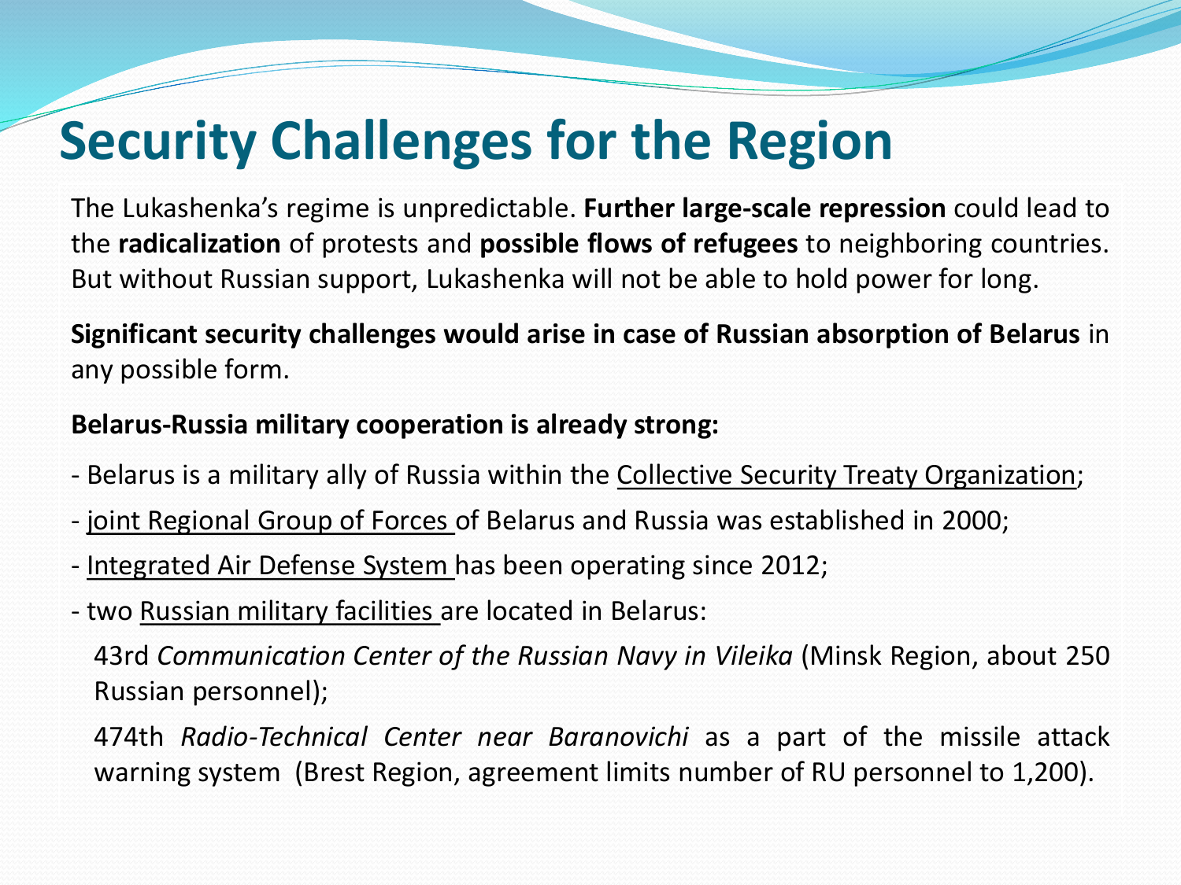# Security Challenges for the Region

The Lukashenka's regime is unpredictable. **Further large-scale repression** could lead to the **radicalization** of protests and **possible flows of refugees** to neighboring countries. But without Russian support, Lukashenka will not be able to hold power for long.

**Significant security challenges would arise in case of Russian absorption of Belarus** in any possible form.

**Belarus-Russia military cooperation is already strong:**

- Belarus is a military ally of Russia within the Collective Security Treaty Organization;
- joint Regional Group of Forces of Belarus and Russia was established in 2000;
- Integrated Air Defense System has been operating since 2012;
- two Russian military facilities are located in Belarus:

  43rd *Communication Center of the Russian Navy in Vileika* (Minsk Region, about 250 Russian personnel);

  474th *Radio-Technical Center near Baranovichi* as a part of the missile attack warning system (Brest Region, agreement limits number of RU personnel to 1,200).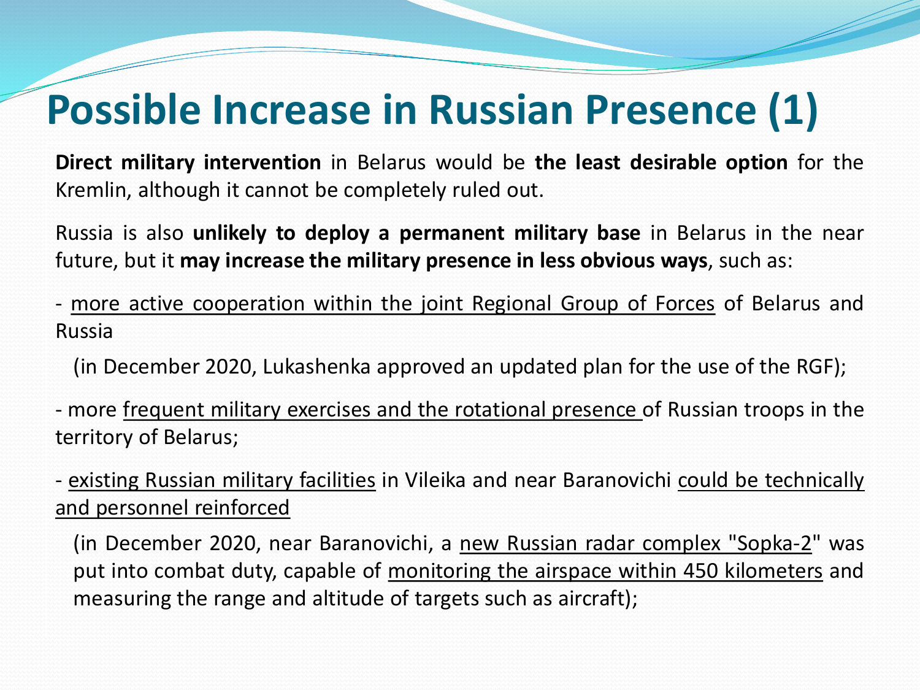# Possible Increase in Russian Presence (1)

**Direct military intervention** in Belarus would be **the least desirable option** for the Kremlin, although it cannot be completely ruled out.

Russia is also **unlikely to deploy a permanent military base** in Belarus in the near future, but it **may increase the military presence in less obvious ways**, such as:

- more active cooperation within the joint Regional Group of Forces of Belarus and Russia

  (in December 2020, Lukashenka approved an updated plan for the use of the RGF);

- more frequent military exercises and the rotational presence of Russian troops in the territory of Belarus;

- existing Russian military facilities in Vileika and near Baranovichi could be technically and personnel reinforced

  (in December 2020, near Baranovichi, a new Russian radar complex "Sopka-2" was put into combat duty, capable of monitoring the airspace within 450 kilometers and measuring the range and altitude of targets such as aircraft);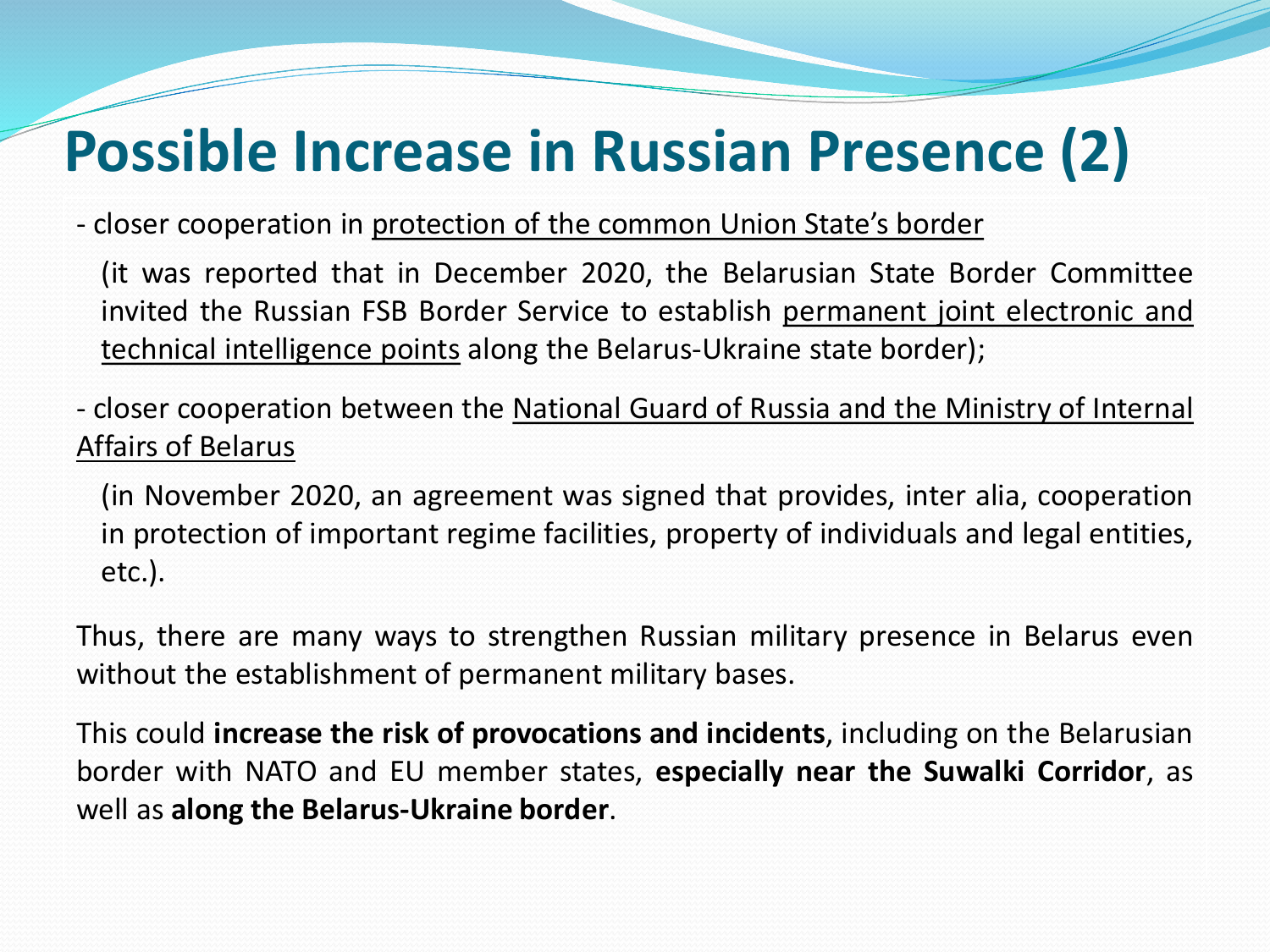# Possible Increase in Russian Presence (2)

- closer cooperation in <u>protection of the common Union State's border</u>

  (it was reported that in December 2020, the Belarusian State Border Committee invited the Russian FSB Border Service to establish <u>permanent joint electronic and technical intelligence points</u> along the Belarus-Ukraine state border);

- closer cooperation between the <u>National Guard of Russia and the Ministry of Internal Affairs of Belarus</u>

  (in November 2020, an agreement was signed that provides, inter alia, cooperation in protection of important regime facilities, property of individuals and legal entities, etc.).

Thus, there are many ways to strengthen Russian military presence in Belarus even without the establishment of permanent military bases.

This could **increase the risk of provocations and incidents**, including on the Belarusian border with NATO and EU member states, **especially near the Suwalki Corridor**, as well as **along the Belarus-Ukraine border**.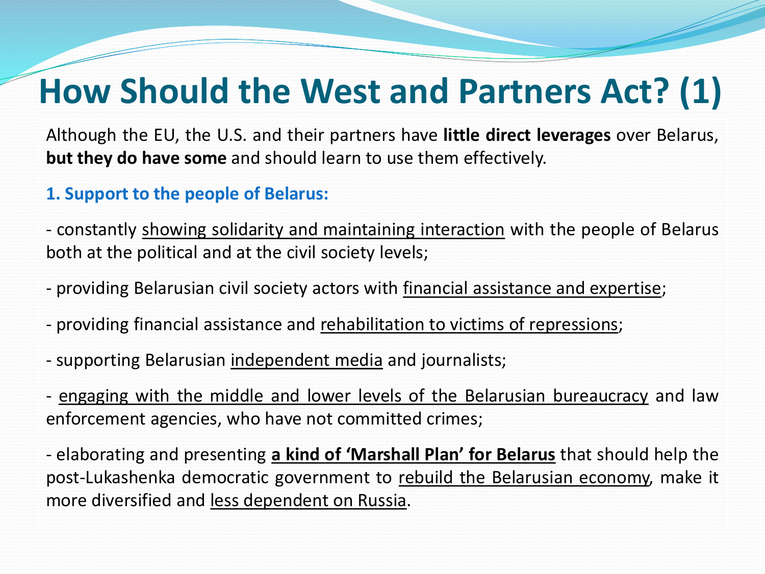# How Should the West and Partners Act? (1)

Although the EU, the U.S. and their partners have **little direct leverages** over Belarus, **but they do have some** and should learn to use them effectively.

### 1. Support to the people of Belarus:

- constantly <u>showing solidarity and maintaining interaction</u> with the people of Belarus both at the political and at the civil society levels;

- providing Belarusian civil society actors with <u>financial assistance and expertise</u>;

- providing financial assistance and <u>rehabilitation to victims of repressions</u>;

- supporting Belarusian <u>independent media</u> and journalists;

- <u>engaging with the middle and lower levels of the Belarusian bureaucracy</u> and law enforcement agencies, who have not committed crimes;

- elaborating and presenting **<u>a kind of 'Marshall Plan' for Belarus</u>** that should help the post-Lukashenka democratic government to <u>rebuild the Belarusian economy</u>, make it more diversified and <u>less dependent on Russia</u>.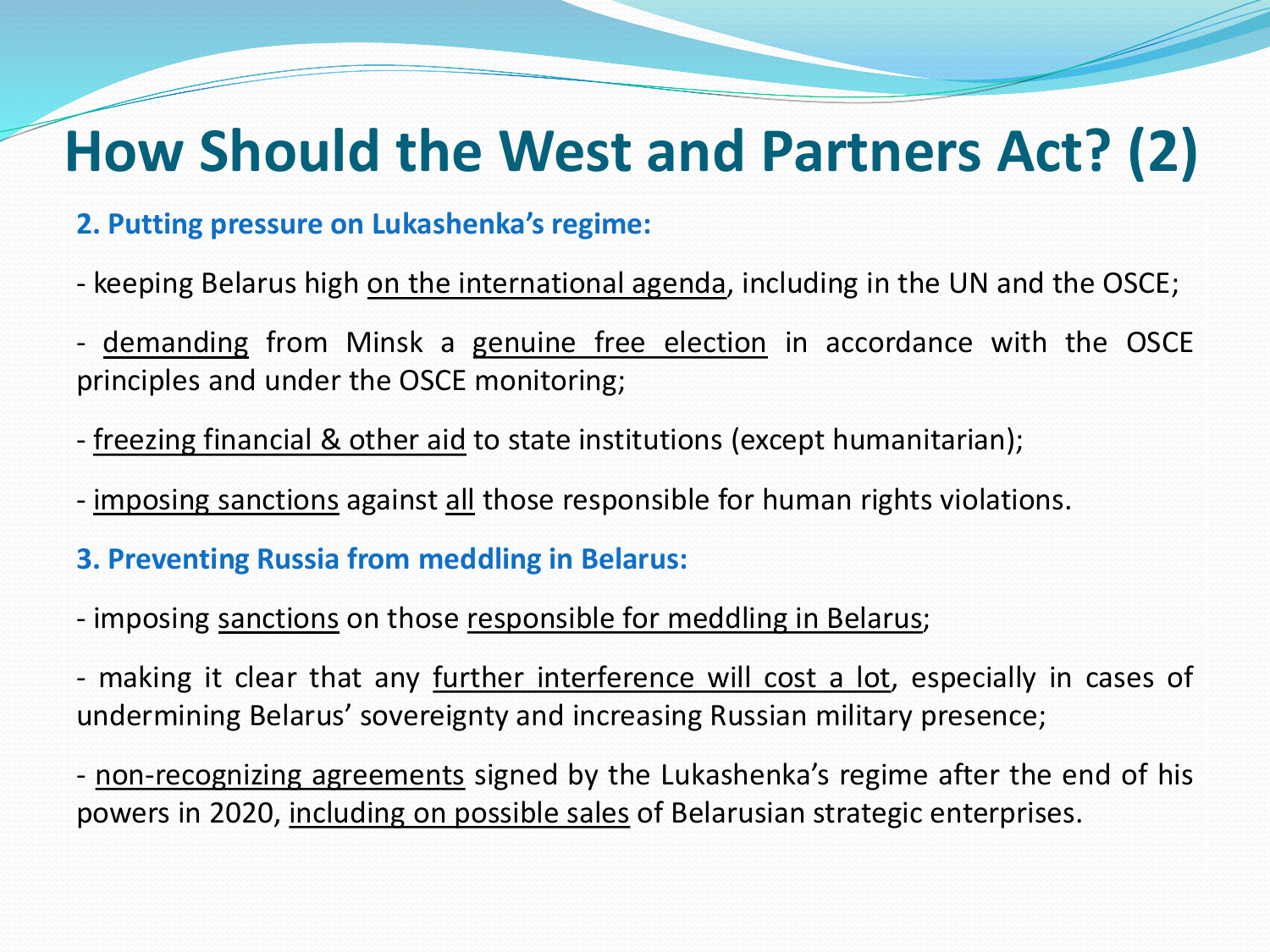# How Should the West and Partners Act? (2)

**2. Putting pressure on Lukashenka's regime:**

- keeping Belarus high <u>on the international agenda</u>, including in the UN and the OSCE;

- <u>demanding</u> from Minsk a <u>genuine free election</u> in accordance with the OSCE principles and under the OSCE monitoring;

- <u>freezing financial & other aid</u> to state institutions (except humanitarian);

- <u>imposing sanctions</u> against <u>all</u> those responsible for human rights violations.

**3. Preventing Russia from meddling in Belarus:**

- imposing <u>sanctions</u> on those <u>responsible for meddling in Belarus</u>;

- making it clear that any <u>further interference will cost a lot</u>, especially in cases of undermining Belarus' sovereignty and increasing Russian military presence;

- <u>non-recognizing agreements</u> signed by the Lukashenka's regime after the end of his powers in 2020, <u>including on possible sales</u> of Belarusian strategic enterprises.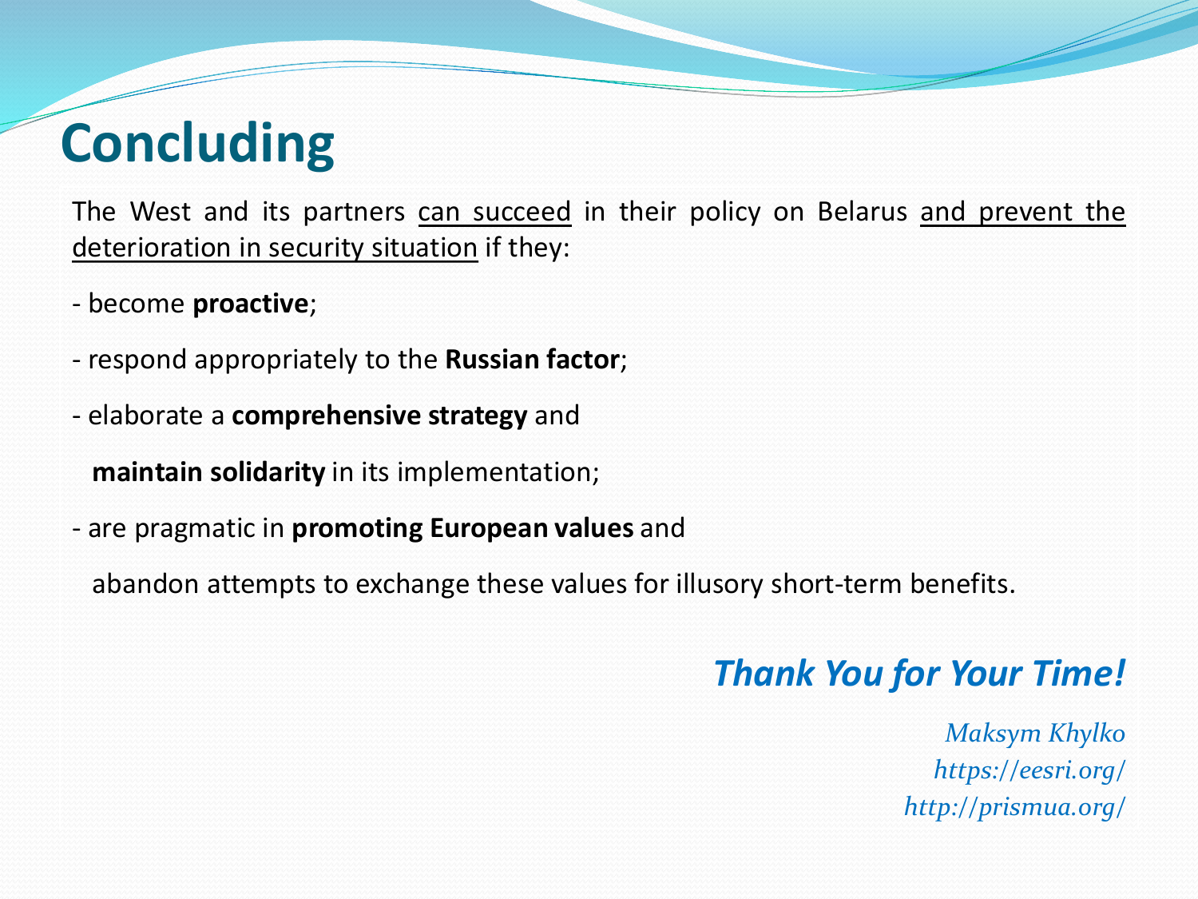# Concluding

The West and its partners can succeed in their policy on Belarus and prevent the deterioration in security situation if they:

- become **proactive**;
- respond appropriately to the **Russian factor**;
- elaborate a **comprehensive strategy** and
  **maintain solidarity** in its implementation;
- are pragmatic in **promoting European values** and
  abandon attempts to exchange these values for illusory short-term benefits.

***Thank You for Your Time!***

*Maksym Khylko*
*https://eesri.org/*
*http://prismua.org/*